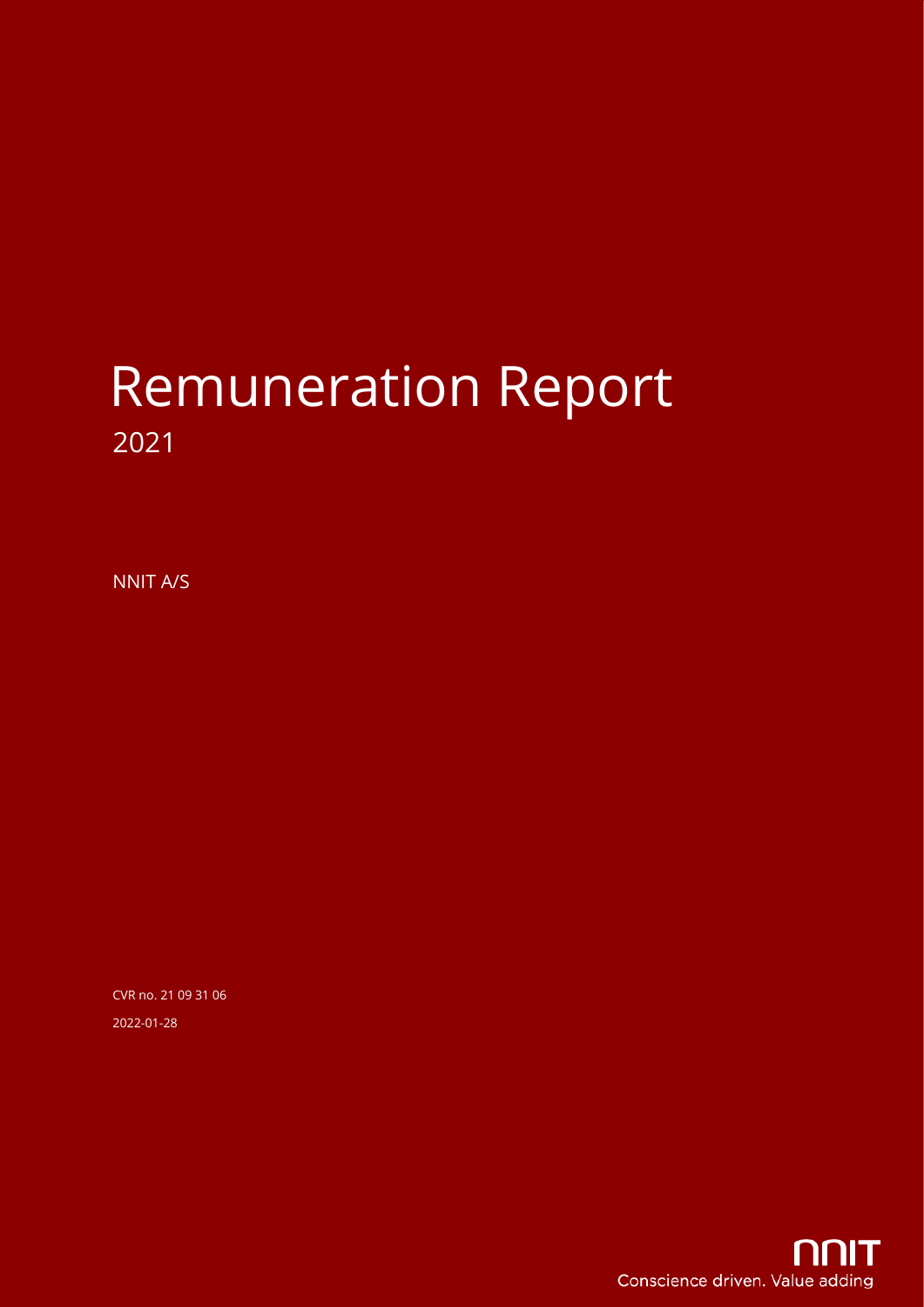# Remunerationation Report

## 2021

NNIT A/S

CVR no. 21 09 31 06

2022-01-28

Conscience driven. Value adding

# Remuneration Report

## 2021

NNIT A/S

CVR no. 21 09 31 06

2022-01-28

Conscience driven. Value adding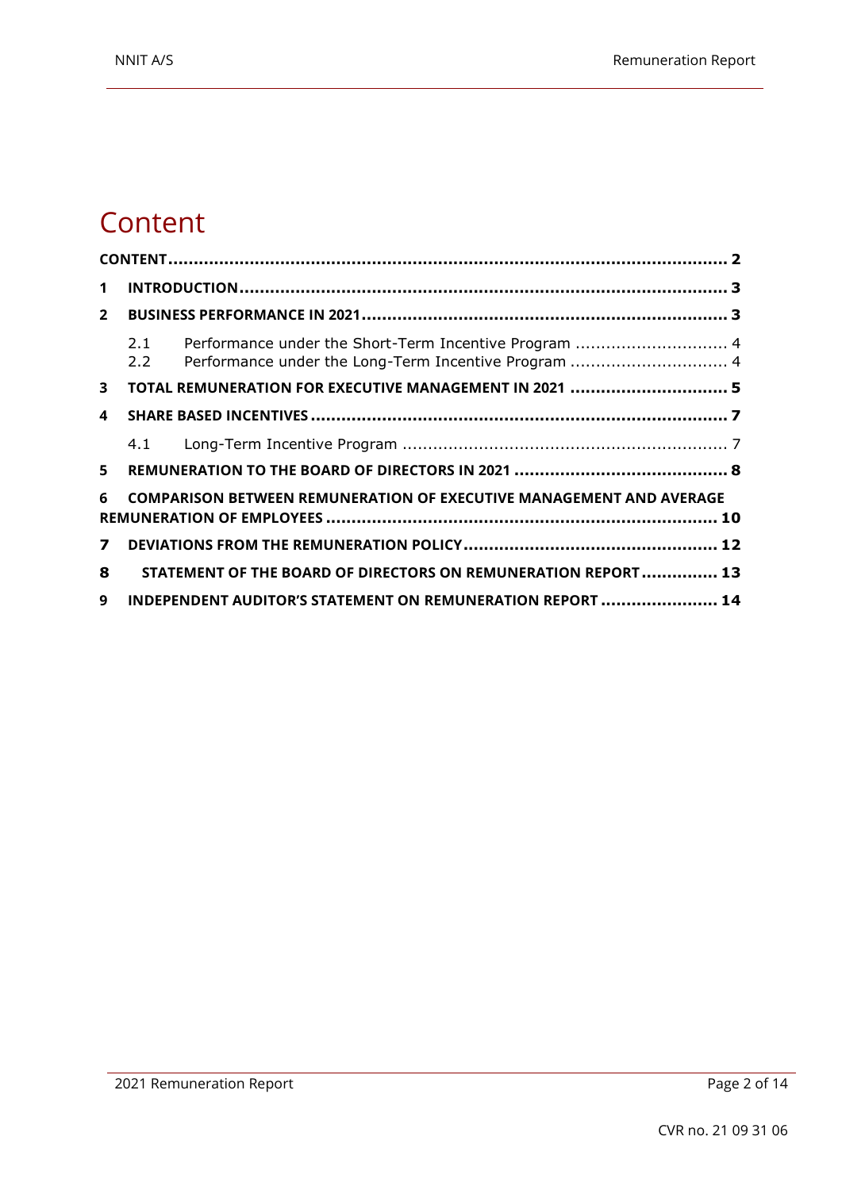# Content

CONTENT ....................................................................................................... 2

1 INTRODUCTION ............................................................................................ 3

2 BUSINESS PERFORMANCE IN 2021 ................................................................... 3

- 2.1 Performance under the Short-Term Incentive Program ............................ 4
- 2.2 Performance under the Long-Term Incentive Program ............................ 4

3 TOTAL REMUNERATION FOR EXECUTIVE MANAGEMENT IN 2021 ............................ 5

4 SHARE BASED INCENTIVES ............................................................................. 7

- 4.1 Long-Term Incentive Program ............................................................ 7

5 REMUNERATION TO THE BOARD OF DIRECTORS IN 2021 ...................................... 8

6 COMPARISON BETWEEN REMUNERATION OF EXECUTIVE MANAGEMENT AND AVERAGE REMUNERATION OF EMPLOYEES ......................................................................... 10

7 DEVIATIONS FROM THE REMUNERATION POLICY .............................................. 12

8 STATEMENT OF THE BOARD OF DIRECTORS ON REMUNERATION REPORT .............. 13

9 INDEPENDENT AUDITOR'S STATEMENT ON REMUNERATION REPORT ...................... 14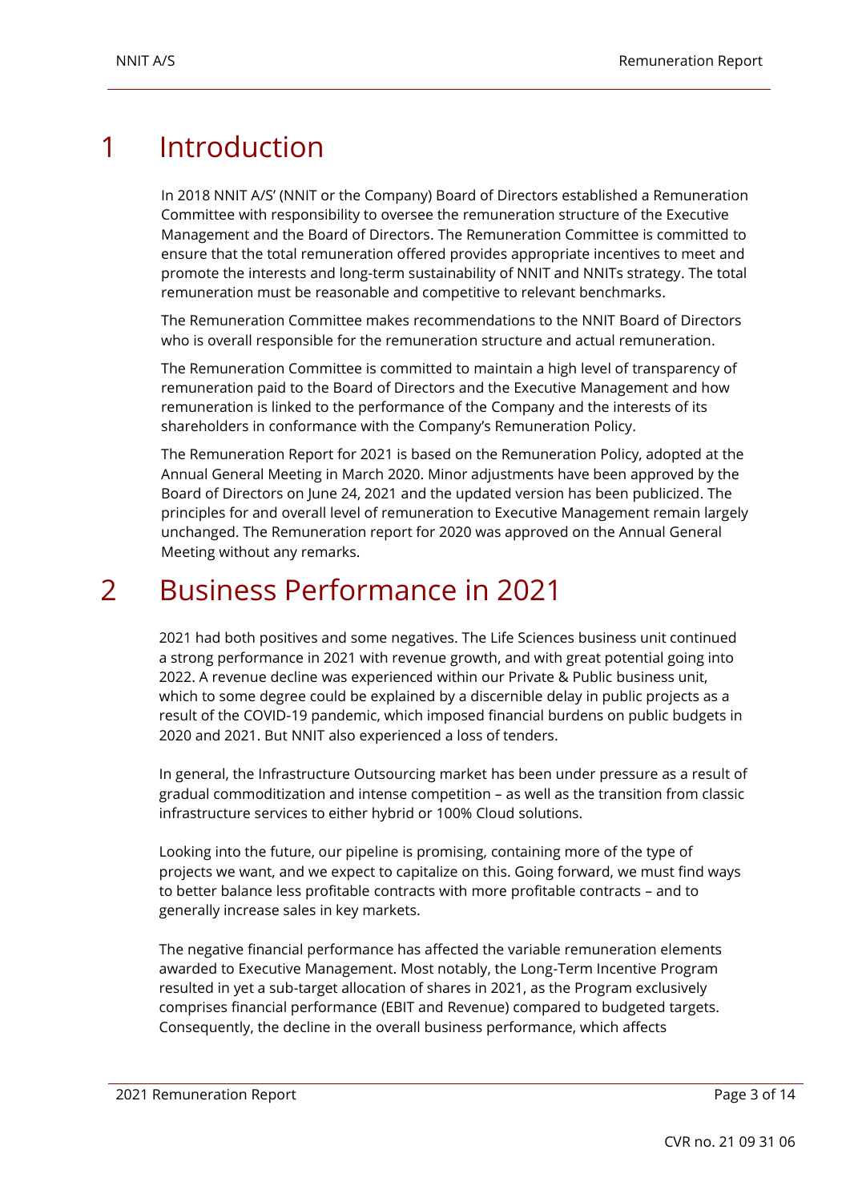# 1 Introduction

In 2018 NNIT A/S' (NNIT or the Company) Board of Directors established a Remuneration Committee with responsibility to oversee the remuneration structure of the Executive Management and the Board of Directors. The Remuneration Committee is committed to ensure that the total remuneration offered provides appropriate incentives to meet and promote the interests and long-term sustainability of NNIT and NNITs strategy. The total remuneration must be reasonable and competitive to relevant benchmarks.

The Remuneration Committee makes recommendations to the NNIT Board of Directors who is overall responsible for the remuneration structure and actual remuneration.

The Remuneration Committee is committed to maintain a high level of transparency of remuneration paid to the Board of Directors and the Executive Management and how remuneration is linked to the performance of the Company and the interests of its shareholders in conformance with the Company's Remuneration Policy.

The Remuneration Report for 2021 is based on the Remuneration Policy, adopted at the Annual General Meeting in March 2020. Minor adjustments have been approved by the Board of Directors on June 24, 2021 and the updated version has been publicized. The principles for and overall level of remuneration to Executive Management remain largely unchanged. The Remuneration report for 2020 was approved on the Annual General Meeting without any remarks.

# 2 Business Performance in 2021

2021 had both positives and some negatives. The Life Sciences business unit continued a strong performance in 2021 with revenue growth, and with great potential going into 2022. A revenue decline was experienced within our Private & Public business unit, which to some degree could be explained by a discernible delay in public projects as a result of the COVID-19 pandemic, which imposed financial burdens on public budgets in 2020 and 2021. But NNIT also experienced a loss of tenders.

In general, the Infrastructure Outsourcing market has been under pressure as a result of gradual commoditization and intense competition – as well as the transition from classic infrastructure services to either hybrid or 100% Cloud solutions.

Looking into the future, our pipeline is promising, containing more of the type of projects we want, and we expect to capitalize on this. Going forward, we must find ways to better balance less profitable contracts with more profitable contracts – and to generally increase sales in key markets.

The negative financial performance has affected the variable remuneration elements awarded to Executive Management. Most notably, the Long-Term Incentive Program resulted in yet a sub-target allocation of shares in 2021, as the Program exclusively comprises financial performance (EBIT and Revenue) compared to budgeted targets. Consequently, the decline in the overall business performance, which affects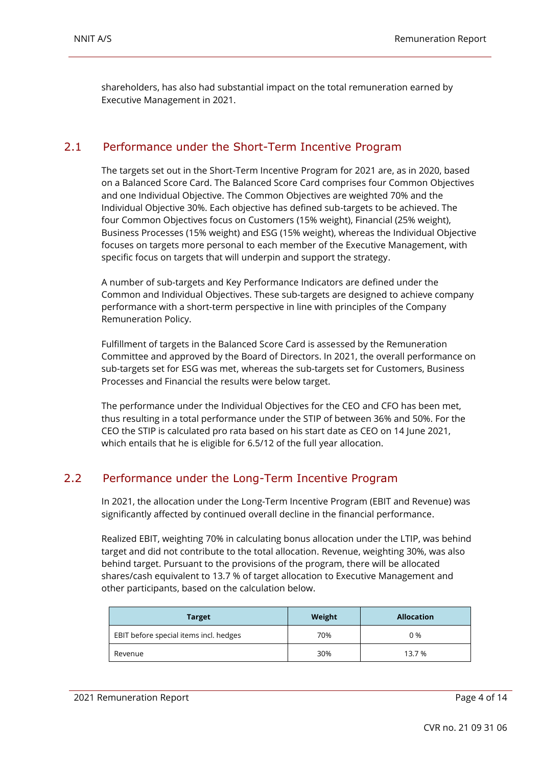shareholders, has also had substantial impact on the total remuneration earned by Executive Management in 2021.

## 2.1 Performance under the Short-Term Incentive Program

The targets set out in the Short-Term Incentive Program for 2021 are, as in 2020, based on a Balanced Score Card. The Balanced Score Card comprises four Common Objectives and one Individual Objective. The Common Objectives are weighted 70% and the Individual Objective 30%. Each objective has defined sub-targets to be achieved. The four Common Objectives focus on Customers (15% weight), Financial (25% weight), Business Processes (15% weight) and ESG (15% weight), whereas the Individual Objective focuses on targets more personal to each member of the Executive Management, with specific focus on targets that will underpin and support the strategy.

A number of sub-targets and Key Performance Indicators are defined under the Common and Individual Objectives. These sub-targets are designed to achieve company performance with a short-term perspective in line with principles of the Company Remuneration Policy.

Fulfillment of targets in the Balanced Score Card is assessed by the Remuneration Committee and approved by the Board of Directors. In 2021, the overall performance on sub-targets set for ESG was met, whereas the sub-targets set for Customers, Business Processes and Financial the results were below target.

The performance under the Individual Objectives for the CEO and CFO has been met, thus resulting in a total performance under the STIP of between 36% and 50%. For the CEO the STIP is calculated pro rata based on his start date as CEO on 14 June 2021, which entails that he is eligible for 6.5/12 of the full year allocation.

## 2.2 Performance under the Long-Term Incentive Program

In 2021, the allocation under the Long-Term Incentive Program (EBIT and Revenue) was significantly affected by continued overall decline in the financial performance.

Realized EBIT, weighting 70% in calculating bonus allocation under the LTIP, was behind target and did not contribute to the total allocation. Revenue, weighting 30%, was also behind target. Pursuant to the provisions of the program, there will be allocated shares/cash equivalent to 13.7 % of target allocation to Executive Management and other participants, based on the calculation below.

| Target | Weight | Allocation |
|---|---|---|
| EBIT before special items incl. hedges | 70% | 0 % |
| Revenue | 30% | 13.7 % |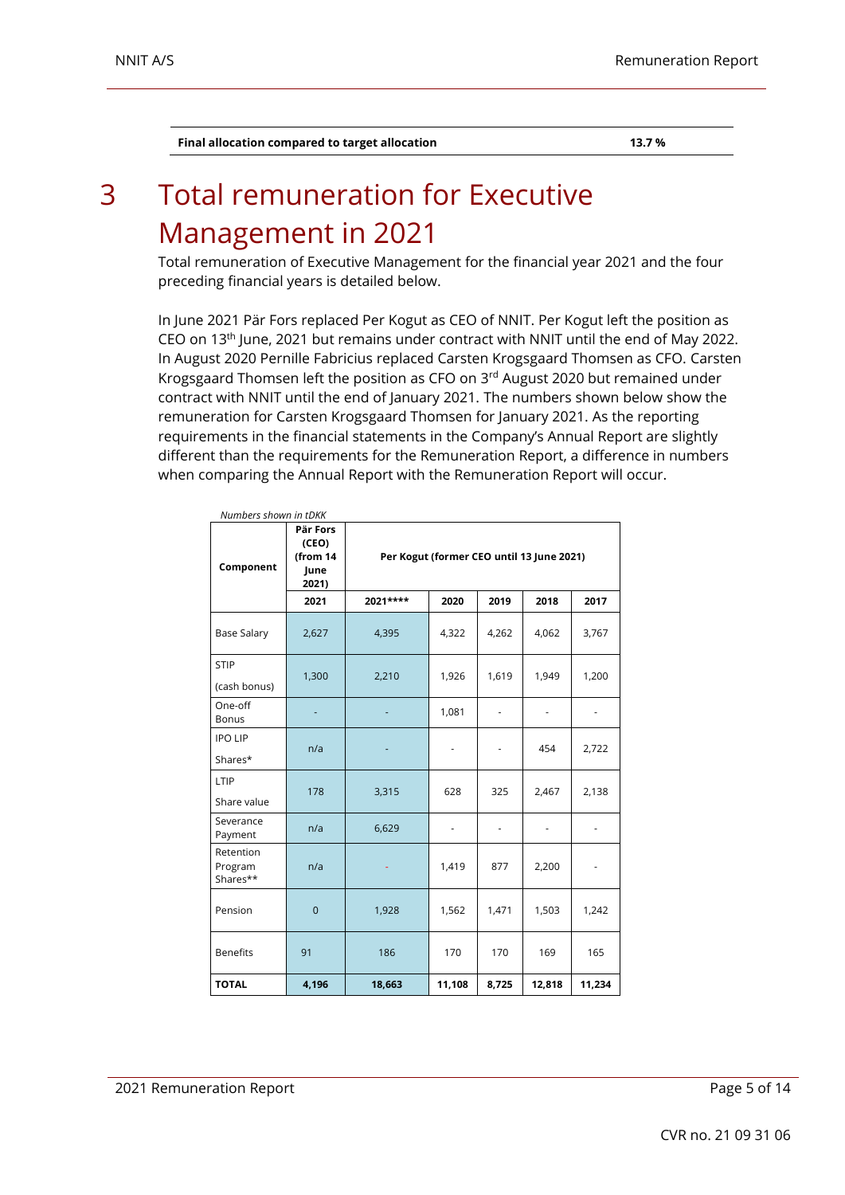| Final allocation compared to target allocation | 13.7 % |
| --- | --- |

# 3 Total remuneration for Executive Management in 2021

Total remuneration of Executive Management for the financial year 2021 and the four preceding financial years is detailed below.

In June 2021 Pär Fors replaced Per Kogut as CEO of NNIT. Per Kogut left the position as CEO on 13th June, 2021 but remains under contract with NNIT until the end of May 2022. In August 2020 Pernille Fabricius replaced Carsten Krogsgaard Thomsen as CFO. Carsten Krogsgaard Thomsen left the position as CFO on 3rd August 2020 but remained under contract with NNIT until the end of January 2021. The numbers shown below show the remuneration for Carsten Krogsgaard Thomsen for January 2021. As the reporting requirements in the financial statements in the Company's Annual Report are slightly different than the requirements for the Remuneration Report, a difference in numbers when comparing the Annual Report with the Remuneration Report will occur.

*Numbers shown in tDKK*

| Component | Pär Fors (CEO) (from 14 June 2021) | Per Kogut (former CEO until 13 June 2021) | | | | |
| --- | --- | --- | --- | --- | --- | --- |
| | 2021 | 2021**** | 2020 | 2019 | 2018 | 2017 |
| Base Salary | 2,627 | 4,395 | 4,322 | 4,262 | 4,062 | 3,767 |
| STIP (cash bonus) | 1,300 | 2,210 | 1,926 | 1,619 | 1,949 | 1,200 |
| One-off Bonus | - | - | 1,081 | - | - | - |
| IPO LIP Shares* | n/a | - | - | - | 454 | 2,722 |
| LTIP Share value | 178 | 3,315 | 628 | 325 | 2,467 | 2,138 |
| Severance Payment | n/a | 6,629 | - | - | - | - |
| Retention Program Shares** | n/a | - | 1,419 | 877 | 2,200 | - |
| Pension | 0 | 1,928 | 1,562 | 1,471 | 1,503 | 1,242 |
| Benefits | 91 | 186 | 170 | 170 | 169 | 165 |
| **TOTAL** | **4,196** | **18,663** | **11,108** | **8,725** | **12,818** | **11,234** |

CVR no. 21 09 31 06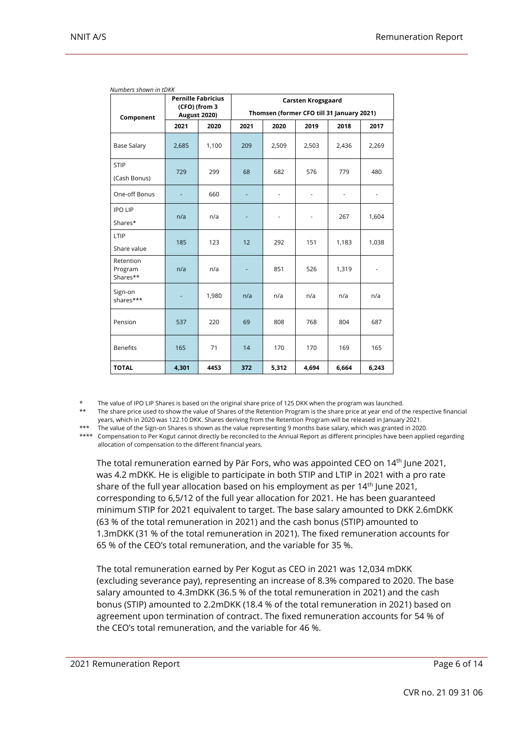*Numbers shown in tDKK*

| Component | Pernille Fabricius (CFO) (from 3 August 2020) | | Carsten Krogsgaard Thomsen (former CFO till 31 January 2021) | | | | |
|---|---|---|---|---|---|---|---|
| | 2021 | 2020 | 2021 | 2020 | 2019 | 2018 | 2017 |
| Base Salary | 2,685 | 1,100 | 209 | 2,509 | 2,503 | 2,436 | 2,269 |
| STIP (Cash Bonus) | 729 | 299 | 68 | 682 | 576 | 779 | 480 |
| One-off Bonus | - | 660 | - | - | - | - | - |
| IPO LIP Shares* | n/a | n/a | - | - | - | 267 | 1,604 |
| LTIP Share value | 185 | 123 | 12 | 292 | 151 | 1,183 | 1,038 |
| Retention Program Shares** | n/a | n/a | - | 851 | 526 | 1,319 | - |
| Sign-on shares*** | - | 1,980 | n/a | n/a | n/a | n/a | n/a |
| Pension | 537 | 220 | 69 | 808 | 768 | 804 | 687 |
| Benefits | 165 | 71 | 14 | 170 | 170 | 169 | 165 |
| **TOTAL** | **4,301** | **4453** | **372** | **5,312** | **4,694** | **6,664** | **6,243** |

\* The value of IPO LIP Shares is based on the original share price of 125 DKK when the program was launched.

\*\* The share price used to show the value of Shares of the Retention Program is the share price at year end of the respective financial years, which in 2020 was 122.10 DKK. Shares deriving from the Retention Program will be released in January 2021.

\*\*\* The value of the Sign-on Shares is shown as the value representing 9 months base salary, which was granted in 2020.

\*\*\*\* Compensation to Per Kogut cannot directly be reconciled to the Annual Report as different principles have been applied regarding allocation of compensation to the different financial years.

The total remuneration earned by Pär Fors, who was appointed CEO on 14th June 2021, was 4.2 mDKK. He is eligible to participate in both STIP and LTIP in 2021 with a pro rate share of the full year allocation based on his employment as per 14th June 2021, corresponding to 6,5/12 of the full year allocation for 2021. He has been guaranteed minimum STIP for 2021 equivalent to target. The base salary amounted to DKK 2.6mDKK (63 % of the total remuneration in 2021) and the cash bonus (STIP) amounted to 1.3mDKK (31 % of the total remuneration in 2021). The fixed remuneration accounts for 65 % of the CEO's total remuneration, and the variable for 35 %.

The total remuneration earned by Per Kogut as CEO in 2021 was 12,034 mDKK (excluding severance pay), representing an increase of 8.3% compared to 2020. The base salary amounted to 4.3mDKK (36.5 % of the total remuneration in 2021) and the cash bonus (STIP) amounted to 2.2mDKK (18.4 % of the total remuneration in 2021) based on agreement upon termination of contract. The fixed remuneration accounts for 54 % of the CEO's total remuneration, and the variable for 46 %.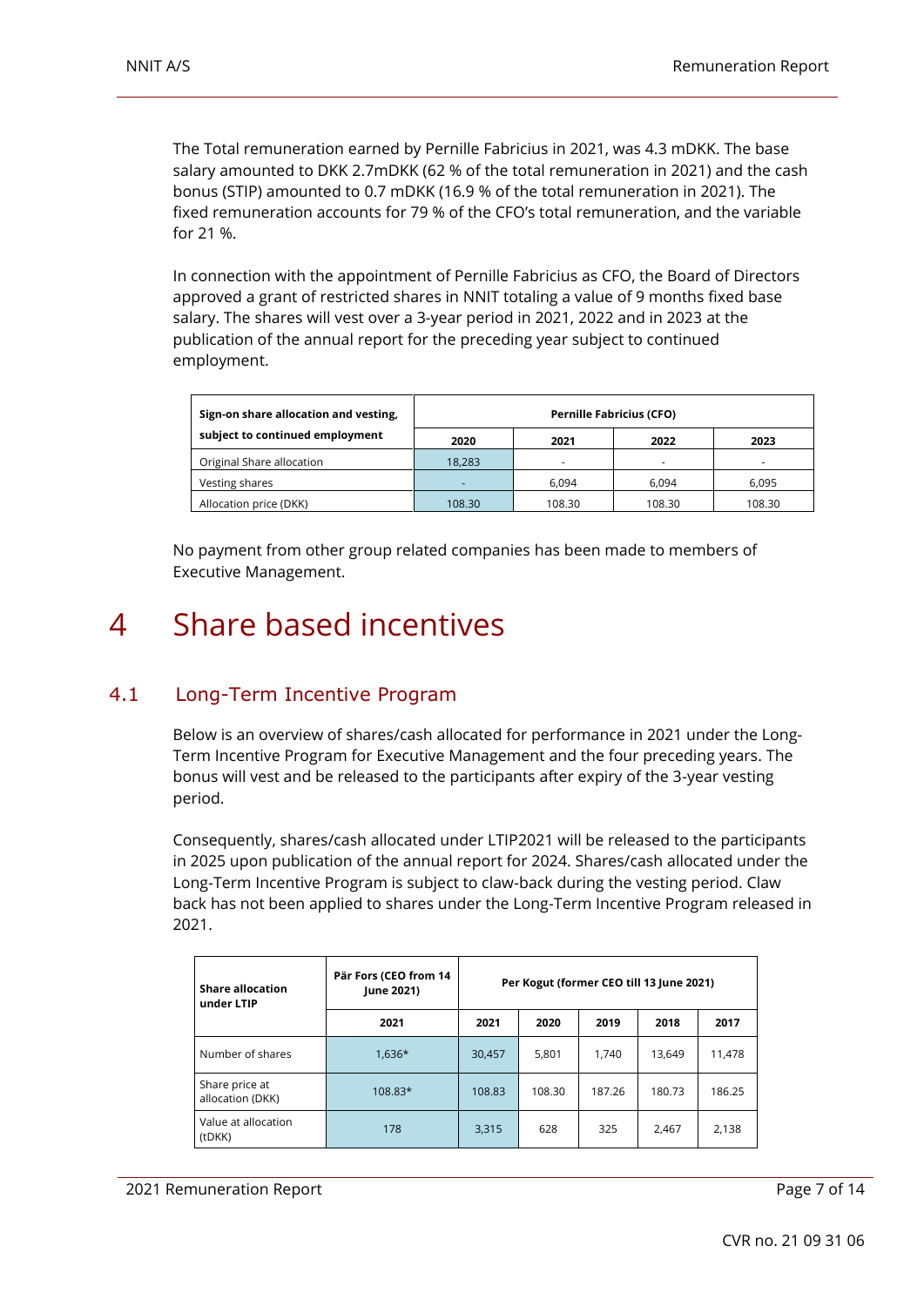The Total remuneration earned by Pernille Fabricius in 2021, was 4.3 mDKK. The base salary amounted to DKK 2.7mDKK (62 % of the total remuneration in 2021) and the cash bonus (STIP) amounted to 0.7 mDKK (16.9 % of the total remuneration in 2021). The fixed remuneration accounts for 79 % of the CFO's total remuneration, and the variable for 21 %.

In connection with the appointment of Pernille Fabricius as CFO, the Board of Directors approved a grant of restricted shares in NNIT totaling a value of 9 months fixed base salary. The shares will vest over a 3-year period in 2021, 2022 and in 2023 at the publication of the annual report for the preceding year subject to continued employment.

| **Sign-on share allocation and vesting, subject to continued employment** | **Pernille Fabricius (CFO)** | | | |
|---|---|---|---|---|
| | **2020** | **2021** | **2022** | **2023** |
| Original Share allocation | 18,283 | - | - | - |
| Vesting shares | - | 6,094 | 6,094 | 6,095 |
| Allocation price (DKK) | 108.30 | 108.30 | 108.30 | 108.30 |

No payment from other group related companies has been made to members of Executive Management.

# 4 Share based incentives

## 4.1 Long-Term Incentive Program

Below is an overview of shares/cash allocated for performance in 2021 under the Long-Term Incentive Program for Executive Management and the four preceding years. The bonus will vest and be released to the participants after expiry of the 3-year vesting period.

Consequently, shares/cash allocated under LTIP2021 will be released to the participants in 2025 upon publication of the annual report for 2024. Shares/cash allocated under the Long-Term Incentive Program is subject to claw-back during the vesting period. Claw back has not been applied to shares under the Long-Term Incentive Program released in 2021.

| **Share allocation under LTIP** | **Pär Fors (CEO from 14 June 2021)** | **Per Kogut (former CEO till 13 June 2021)** | | | | |
|---|---|---|---|---|---|---|
| | **2021** | **2021** | **2020** | **2019** | **2018** | **2017** |
| Number of shares | 1,636* | 30,457 | 5,801 | 1,740 | 13,649 | 11,478 |
| Share price at allocation (DKK) | 108.83* | 108.83 | 108.30 | 187.26 | 180.73 | 186.25 |
| Value at allocation (tDKK) | 178 | 3,315 | 628 | 325 | 2,467 | 2,138 |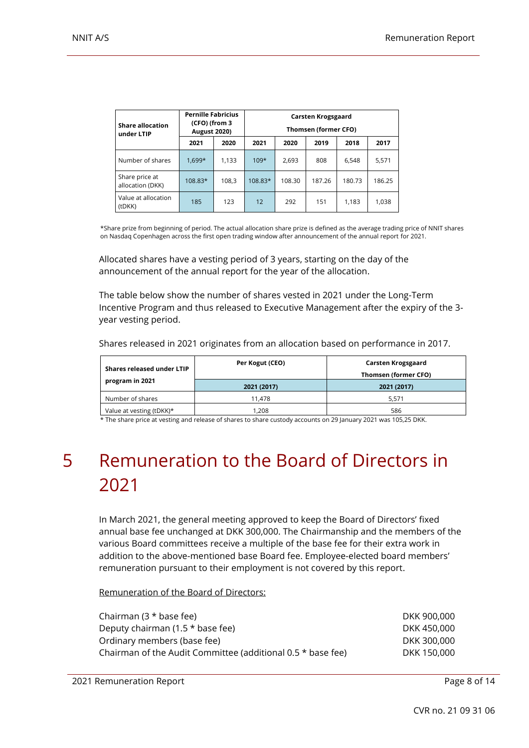| Share allocation under LTIP | Pernille Fabricius (CFO) (from 3 August 2020) | | Carsten Krogsgaard Thomsen (former CFO) | | | | |
|---|---|---|---|---|---|---|---|
| | 2021 | 2020 | 2021 | 2020 | 2019 | 2018 | 2017 |
| Number of shares | 1,699* | 1,133 | 109* | 2,693 | 808 | 6,548 | 5,571 |
| Share price at allocation (DKK) | 108.83* | 108,3 | 108.83* | 108.30 | 187.26 | 180.73 | 186.25 |
| Value at allocation (tDKK) | 185 | 123 | 12 | 292 | 151 | 1,183 | 1,038 |

*Share prize from beginning of period. The actual allocation share prize is defined as the average trading price of NNIT shares on Nasdaq Copenhagen across the first open trading window after announcement of the annual report for 2021.

Allocated shares have a vesting period of 3 years, starting on the day of the announcement of the annual report for the year of the allocation.

The table below show the number of shares vested in 2021 under the Long-Term Incentive Program and thus released to Executive Management after the expiry of the 3-year vesting period.

Shares released in 2021 originates from an allocation based on performance in 2017.

| Shares released under LTIP program in 2021 | Per Kogut (CEO) | Carsten Krogsgaard Thomsen (former CFO) |
|---|---|---|
| | 2021 (2017) | 2021 (2017) |
| Number of shares | 11,478 | 5,571 |
| Value at vesting (tDKK)* | 1,208 | 586 |

* The share price at vesting and release of shares to share custody accounts on 29 January 2021 was 105,25 DKK.

# 5 Remuneration to the Board of Directors in 2021

In March 2021, the general meeting approved to keep the Board of Directors' fixed annual base fee unchanged at DKK 300,000. The Chairmanship and the members of the various Board committees receive a multiple of the base fee for their extra work in addition to the above-mentioned base Board fee. Employee-elected board members' remuneration pursuant to their employment is not covered by this report.

Remuneration of the Board of Directors:

| | |
|---|---|
| Chairman (3 * base fee) | DKK 900,000 |
| Deputy chairman (1.5 * base fee) | DKK 450,000 |
| Ordinary members (base fee) | DKK 300,000 |
| Chairman of the Audit Committee (additional 0.5 * base fee) | DKK 150,000 |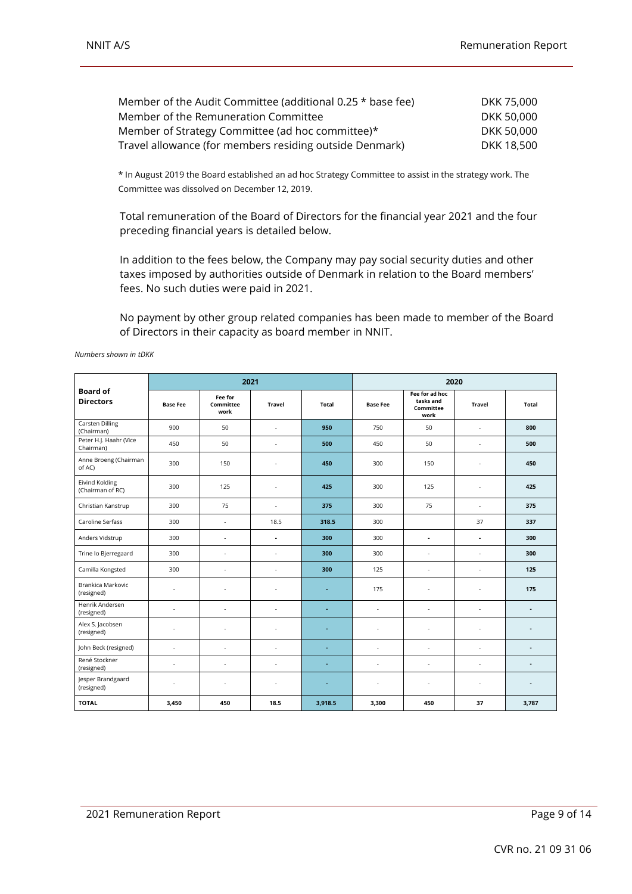| | |
|---|---|
| Member of the Audit Committee (additional 0.25 * base fee) | DKK 75,000 |
| Member of the Remuneration Committee | DKK 50,000 |
| Member of Strategy Committee (ad hoc committee)* | DKK 50,000 |
| Travel allowance (for members residing outside Denmark) | DKK 18,500 |

* In August 2019 the Board established an ad hoc Strategy Committee to assist in the strategy work. The Committee was dissolved on December 12, 2019.

Total remuneration of the Board of Directors for the financial year 2021 and the four preceding financial years is detailed below.

In addition to the fees below, the Company may pay social security duties and other taxes imposed by authorities outside of Denmark in relation to the Board members' fees. No such duties were paid in 2021.

No payment by other group related companies has been made to member of the Board of Directors in their capacity as board member in NNIT.

*Numbers shown in tDKK*

| Board of Directors | 2021 | | | | 2020 | | | |
|---|---|---|---|---|---|---|---|---|
| | Base Fee | Fee for Committee work | Travel | Total | Base Fee | Fee for ad hoc tasks and Committee work | Travel | Total |
| Carsten Dilling (Chairman) | 900 | 50 | - | **950** | 750 | 50 | - | **800** |
| Peter H.J. Haahr (Vice Chairman) | 450 | 50 | - | **500** | 450 | 50 | - | **500** |
| Anne Broeng (Chairman of AC) | 300 | 150 | - | **450** | 300 | 150 | - | **450** |
| Eivind Kolding (Chairman of RC) | 300 | 125 | - | **425** | 300 | 125 | - | **425** |
| Christian Kanstrup | 300 | 75 | - | **375** | 300 | 75 | - | **375** |
| Caroline Serfass | 300 | - | 18.5 | **318.5** | 300 | | 37 | **337** |
| Anders Vidstrup | 300 | - | - | **300** | 300 | - | - | **300** |
| Trine Io Bjerregaard | 300 | - | - | **300** | 300 | - | - | **300** |
| Camilla Kongsted | 300 | - | - | **300** | 125 | - | - | **125** |
| Brankica Markovic (resigned) | - | - | - | **-** | 175 | - | - | **175** |
| Henrik Andersen (resigned) | - | - | - | **-** | - | - | - | **-** |
| Alex S. Jacobsen (resigned) | - | - | - | **-** | - | - | - | **-** |
| John Beck (resigned) | - | - | - | **-** | - | - | - | **-** |
| René Stockner (resigned) | - | - | - | **-** | - | - | - | **-** |
| Jesper Brandgaard (resigned) | - | - | - | **-** | - | - | - | **-** |
| **TOTAL** | **3,450** | **450** | **18.5** | **3,918.5** | **3,300** | **450** | **37** | **3,787** |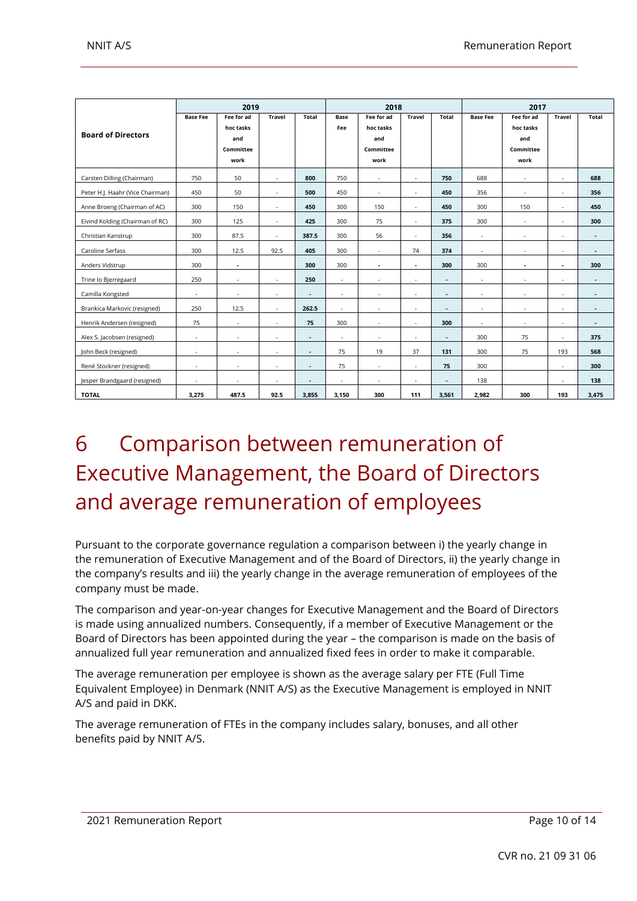| Board of Directors | 2019 | | | | 2018 | | | | 2017 | | | |
|---|---|---|---|---|---|---|---|---|---|---|---|---|
| | Base Fee | Fee for ad hoc tasks and Committee work | Travel | Total | Base Fee | Fee for ad hoc tasks and Committee work | Travel | Total | Base Fee | Fee for ad hoc tasks and Committee work | Travel | Total |
| Carsten Dilling (Chairman) | 750 | 50 | - | **800** | 750 | - | - | **750** | 688 | - | - | **688** |
| Peter H.J. Haahr (Vice Chairman) | 450 | 50 | - | **500** | 450 | - | - | **450** | 356 | - | - | **356** |
| Anne Broeng (Chairman of AC) | 300 | 150 | - | **450** | 300 | 150 | - | **450** | 300 | 150 | - | **450** |
| Eivind Kolding (Chairman of RC) | 300 | 125 | - | **425** | 300 | 75 | - | **375** | 300 | - | - | **300** |
| Christian Kanstrup | 300 | 87.5 | - | **387.5** | 300 | 56 | - | **356** | - | - | - | **-** |
| Caroline Serfass | 300 | 12.5 | 92.5 | **405** | 300 | - | 74 | **374** | - | - | - | **-** |
| Anders Vidstrup | 300 | - | | **300** | 300 | - | - | **300** | 300 | - | - | **300** |
| Trine lo Bjerregaard | 250 | - | - | **250** | - | - | - | **-** | - | - | - | **-** |
| Camilla Kongsted | - | - | - | **-** | - | - | - | **-** | - | - | - | **-** |
| Brankica Markovic (resigned) | 250 | 12.5 | - | **262.5** | - | - | - | **-** | - | - | - | **-** |
| Henrik Andersen (resigned) | 75 | - | - | **75** | 300 | - | - | **300** | - | - | - | **-** |
| Alex S. Jacobsen (resigned) | - | - | - | **-** | - | - | - | **-** | 300 | 75 | - | **375** |
| John Beck (resigned) | - | - | - | **-** | 75 | 19 | 37 | **131** | 300 | 75 | 193 | **568** |
| René Stockner (resigned) | - | - | - | **-** | 75 | - | - | **75** | 300 | | - | **300** |
| Jesper Brandgaard (resigned) | - | - | - | **-** | - | - | - | **-** | 138 | | - | **138** |
| **TOTAL** | **3,275** | **487.5** | **92.5** | **3,855** | **3,150** | **300** | **111** | **3,561** | **2,982** | **300** | **193** | **3,475** |

# 6 Comparison between remuneration of Executive Management, the Board of Directors and average remuneration of employees

Pursuant to the corporate governance regulation a comparison between i) the yearly change in the remuneration of Executive Management and of the Board of Directors, ii) the yearly change in the company's results and iii) the yearly change in the average remuneration of employees of the company must be made.

The comparison and year-on-year changes for Executive Management and the Board of Directors is made using annualized numbers. Consequently, if a member of Executive Management or the Board of Directors has been appointed during the year – the comparison is made on the basis of annualized full year remuneration and annualized fixed fees in order to make it comparable.

The average remuneration per employee is shown as the average salary per FTE (Full Time Equivalent Employee) in Denmark (NNIT A/S) as the Executive Management is employed in NNIT A/S and paid in DKK.

The average remuneration of FTEs in the company includes salary, bonuses, and all other benefits paid by NNIT A/S.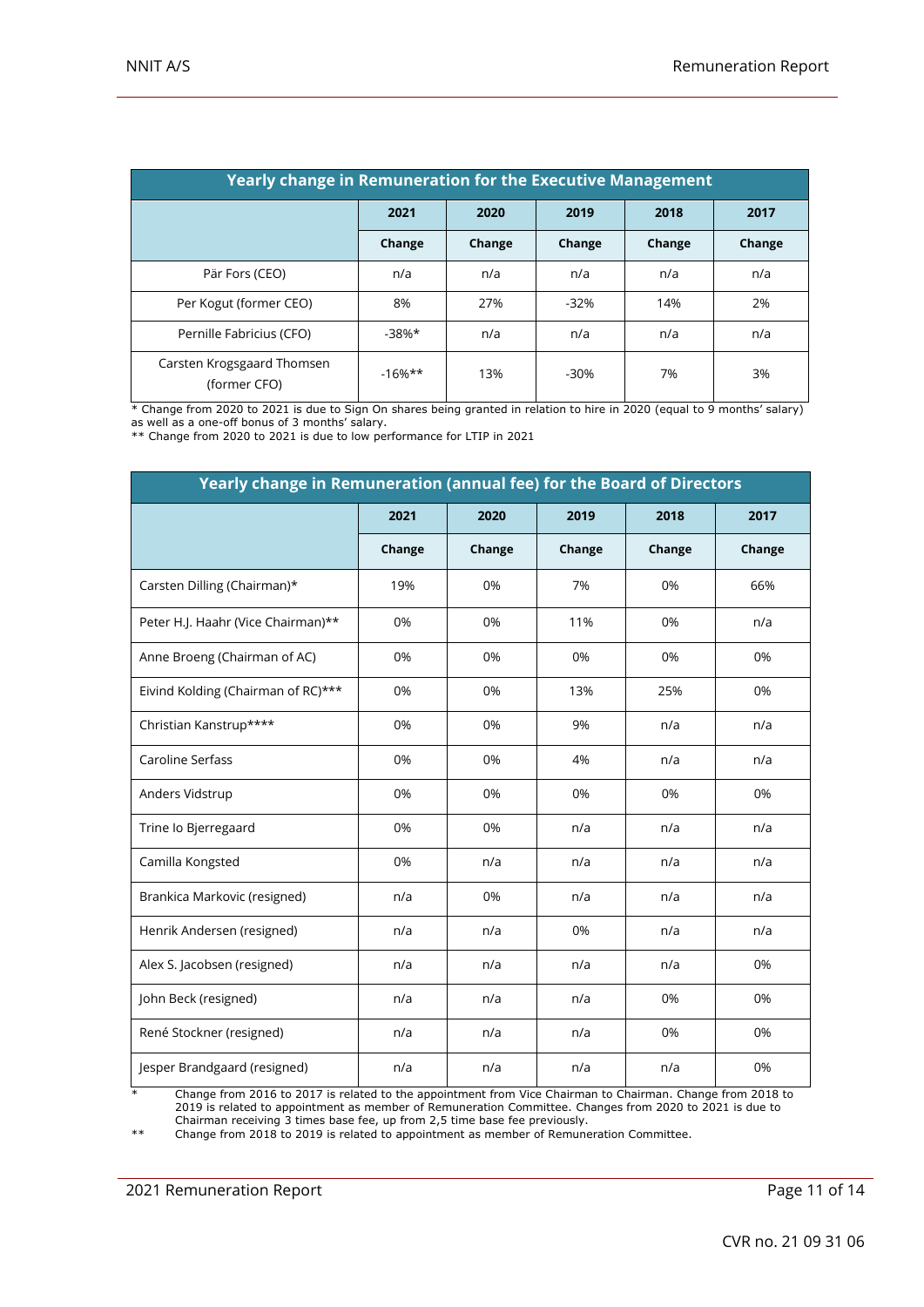| Yearly change in Remuneration for the Executive Management | | | | | |
|---|---|---|---|---|---|
| | 2021 | 2020 | 2019 | 2018 | 2017 |
| | Change | Change | Change | Change | Change |
| Pär Fors (CEO) | n/a | n/a | n/a | n/a | n/a |
| Per Kogut (former CEO) | 8% | 27% | -32% | 14% | 2% |
| Pernille Fabricius (CFO) | -38%* | n/a | n/a | n/a | n/a |
| Carsten Krogsgaard Thomsen (former CFO) | -16%** | 13% | -30% | 7% | 3% |

\* Change from 2020 to 2021 is due to Sign On shares being granted in relation to hire in 2020 (equal to 9 months' salary) as well as a one-off bonus of 3 months' salary.
\*\* Change from 2020 to 2021 is due to low performance for LTIP in 2021

| Yearly change in Remuneration (annual fee) for the Board of Directors | | | | | |
|---|---|---|---|---|---|
| | 2021 | 2020 | 2019 | 2018 | 2017 |
| | Change | Change | Change | Change | Change |
| Carsten Dilling (Chairman)* | 19% | 0% | 7% | 0% | 66% |
| Peter H.J. Haahr (Vice Chairman)** | 0% | 0% | 11% | 0% | n/a |
| Anne Broeng (Chairman of AC) | 0% | 0% | 0% | 0% | 0% |
| Eivind Kolding (Chairman of RC)*** | 0% | 0% | 13% | 25% | 0% |
| Christian Kanstrup**** | 0% | 0% | 9% | n/a | n/a |
| Caroline Serfass | 0% | 0% | 4% | n/a | n/a |
| Anders Vidstrup | 0% | 0% | 0% | 0% | 0% |
| Trine Io Bjerregaard | 0% | 0% | n/a | n/a | n/a |
| Camilla Kongsted | 0% | n/a | n/a | n/a | n/a |
| Brankica Markovic (resigned) | n/a | 0% | n/a | n/a | n/a |
| Henrik Andersen (resigned) | n/a | n/a | 0% | n/a | n/a |
| Alex S. Jacobsen (resigned) | n/a | n/a | n/a | n/a | 0% |
| John Beck (resigned) | n/a | n/a | n/a | 0% | 0% |
| René Stockner (resigned) | n/a | n/a | n/a | 0% | 0% |
| Jesper Brandgaard (resigned) | n/a | n/a | n/a | n/a | 0% |

\* Change from 2016 to 2017 is related to the appointment from Vice Chairman to Chairman. Change from 2018 to 2019 is related to appointment as member of Remuneration Committee. Changes from 2020 to 2021 is due to Chairman receiving 3 times base fee, up from 2,5 time base fee previously.

\*\* Change from 2018 to 2019 is related to appointment as member of Remuneration Committee.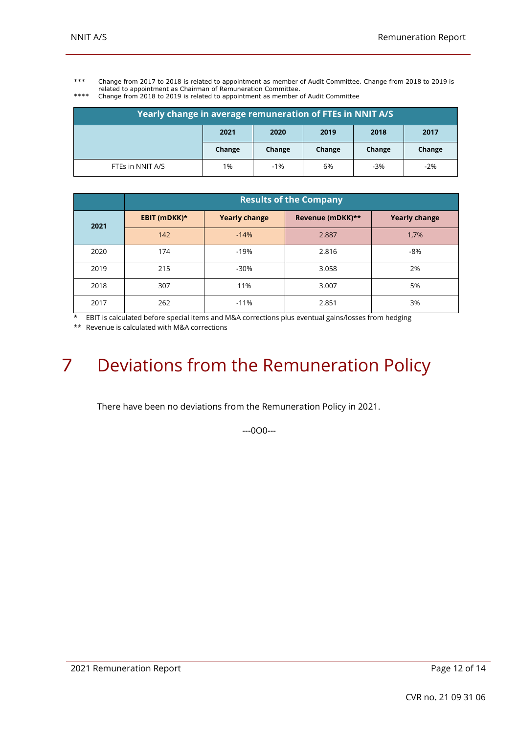*** Change from 2017 to 2018 is related to appointment as member of Audit Committee. Change from 2018 to 2019 is related to appointment as Chairman of Remuneration Committee.

**** Change from 2018 to 2019 is related to appointment as member of Audit Committee

| Yearly change in average remuneration of FTEs in NNIT A/S | | | | | |
|---|---|---|---|---|---|
| | 2021 | 2020 | 2019 | 2018 | 2017 |
| | Change | Change | Change | Change | Change |
| FTEs in NNIT A/S | 1% | -1% | 6% | -3% | -2% |

| | Results of the Company | | | |
|---|---|---|---|---|
| | EBIT (mDKK)* | Yearly change | Revenue (mDKK)** | Yearly change |
| 2021 | 142 | -14% | 2.887 | 1,7% |
| 2020 | 174 | -19% | 2.816 | -8% |
| 2019 | 215 | -30% | 3.058 | 2% |
| 2018 | 307 | 11% | 3.007 | 5% |
| 2017 | 262 | -11% | 2.851 | 3% |

* EBIT is calculated before special items and M&A corrections plus eventual gains/losses from hedging

** Revenue is calculated with M&A corrections

# 7 Deviations from the Remuneration Policy

There have been no deviations from the Remuneration Policy in 2021.

---0O0---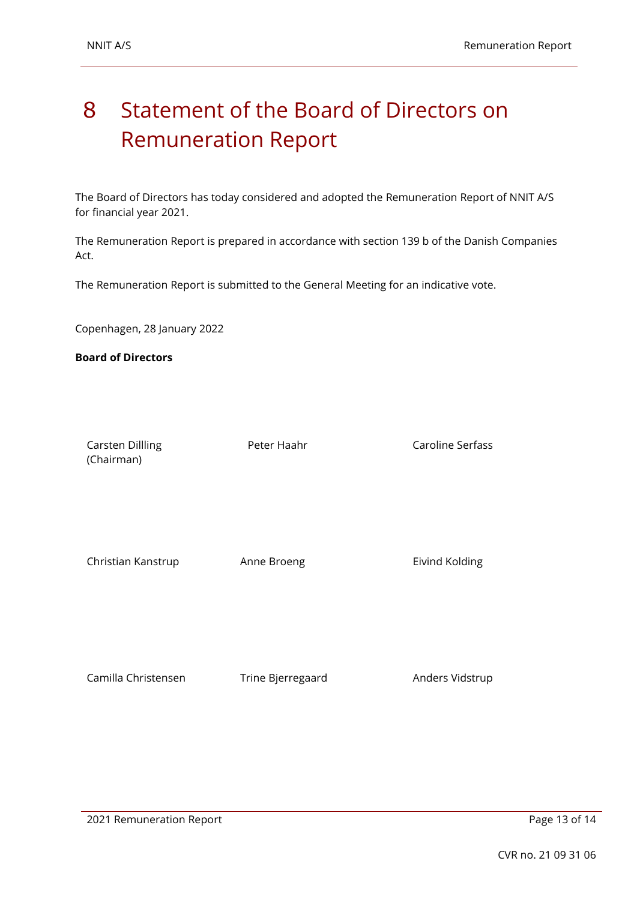# 8 Statement of the Board of Directors on Remuneration Report

The Board of Directors has today considered and adopted the Remuneration Report of NNIT A/S for financial year 2021.

The Remuneration Report is prepared in accordance with section 139 b of the Danish Companies Act.

The Remuneration Report is submitted to the General Meeting for an indicative vote.

Copenhagen, 28 January 2022

**Board of Directors**

| | | |
|---|---|---|
| Carsten Dillling (Chairman) | Peter Haahr | Caroline Serfass |
| Christian Kanstrup | Anne Broeng | Eivind Kolding |
| Camilla Christensen | Trine Bjerregaard | Anders Vidstrup |

CVR no. 21 09 31 06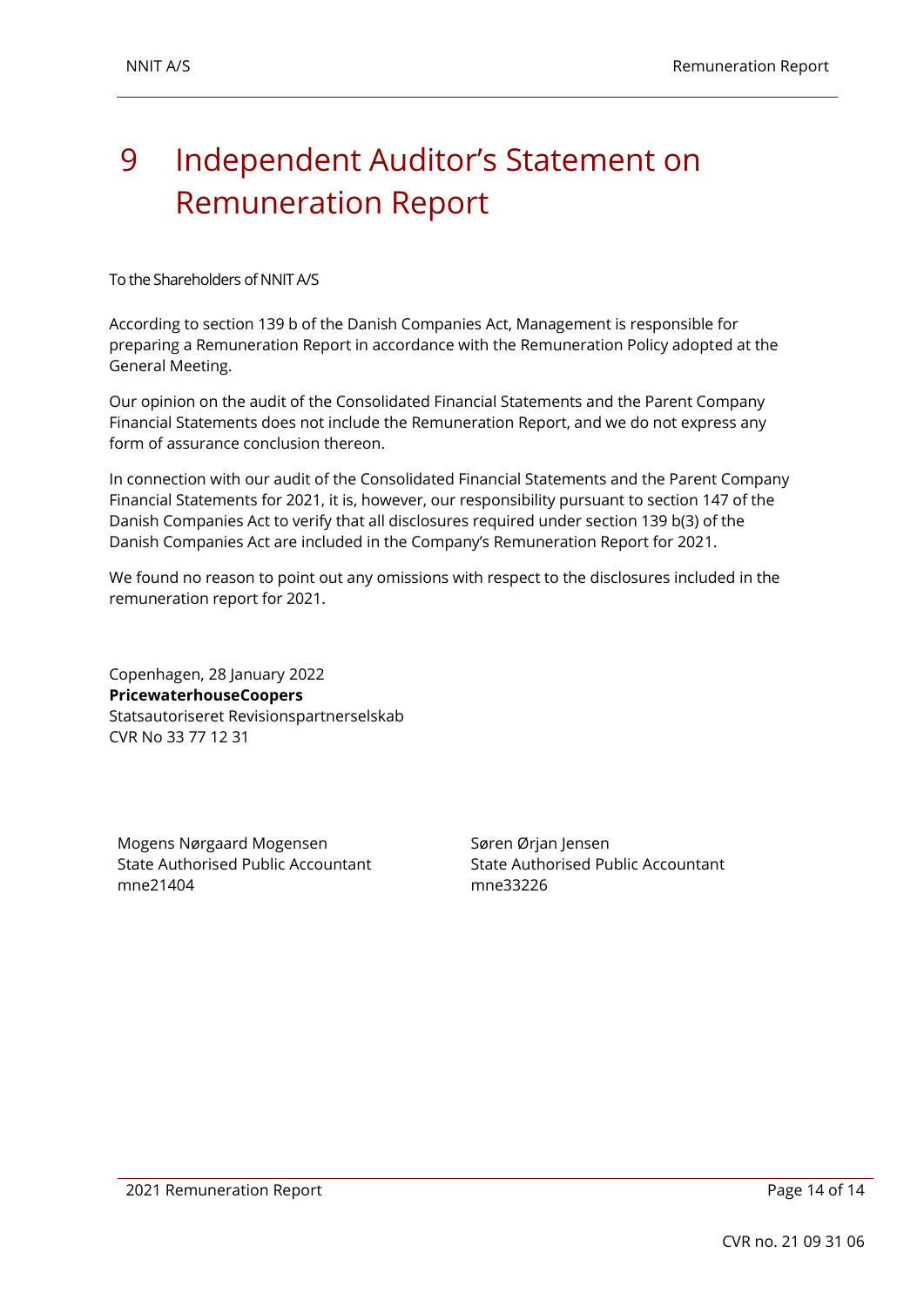# 9 Independent Auditor's Statement on Remuneration Report

To the Shareholders of NNIT A/S

According to section 139 b of the Danish Companies Act, Management is responsible for preparing a Remuneration Report in accordance with the Remuneration Policy adopted at the General Meeting.

Our opinion on the audit of the Consolidated Financial Statements and the Parent Company Financial Statements does not include the Remuneration Report, and we do not express any form of assurance conclusion thereon.

In connection with our audit of the Consolidated Financial Statements and the Parent Company Financial Statements for 2021, it is, however, our responsibility pursuant to section 147 of the Danish Companies Act to verify that all disclosures required under section 139 b(3) of the Danish Companies Act are included in the Company's Remuneration Report for 2021.

We found no reason to point out any omissions with respect to the disclosures included in the remuneration report for 2021.

Copenhagen, 28 January 2022
**PricewaterhouseCoopers**
Statsautoriseret Revisionspartnerselskab
CVR No 33 77 12 31

Mogens Nørgaard Mogensen
State Authorised Public Accountant
mne21404

Søren Ørjan Jensen
State Authorised Public Accountant
mne33226

CVR no. 21 09 31 06